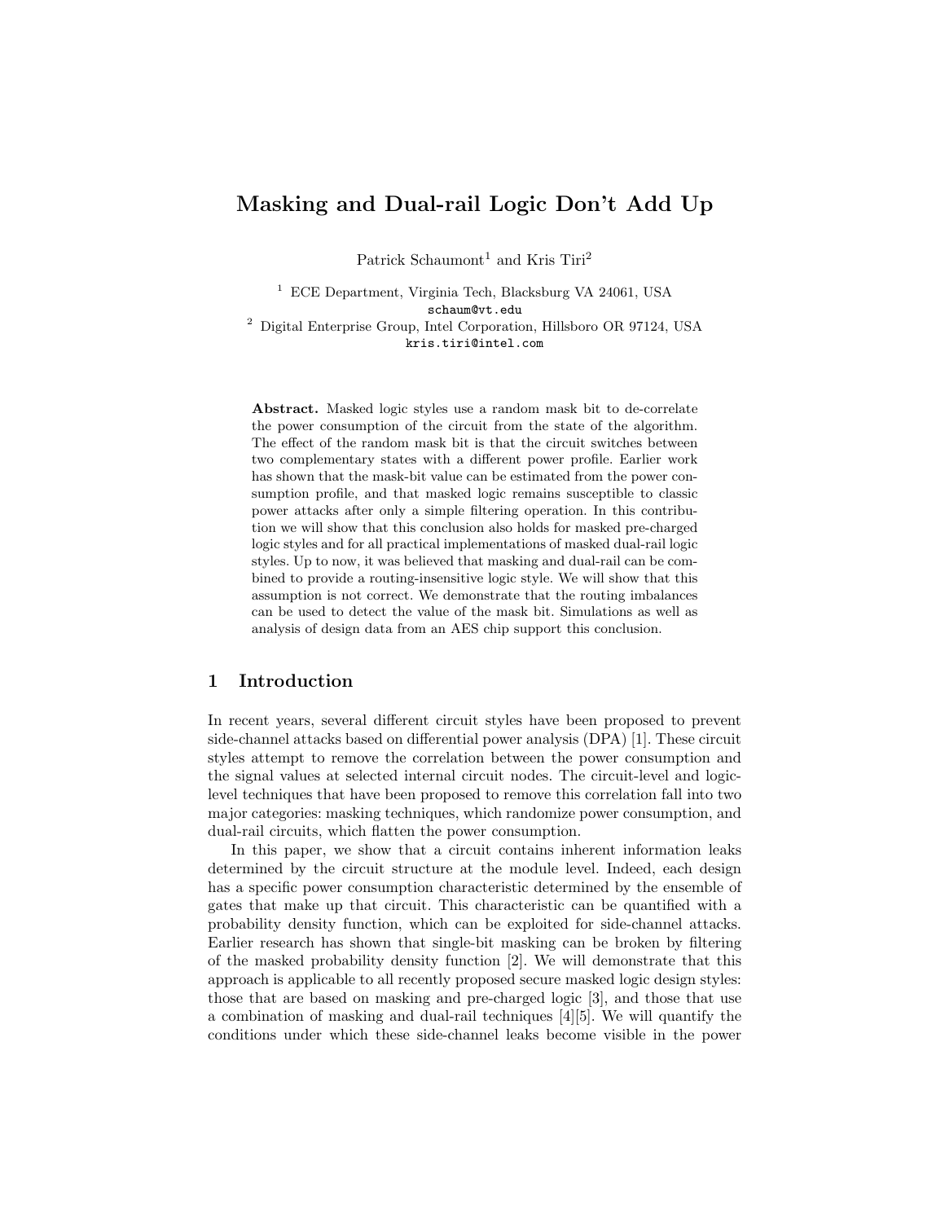# Masking and Dual-rail Logic Don't Add Up

Patrick Schaumont[1] and Kris Tiri[2]

[1] ECE Department, Virginia Tech, Blacksburg VA 24061, USA
schaum@vt.edu

[2] Digital Enterprise Group, Intel Corporation, Hillsboro OR 97124, USA
kris.tiri@intel.com

**Abstract.** Masked logic styles use a random mask bit to de-correlate the power consumption of the circuit from the state of the algorithm. The effect of the random mask bit is that the circuit switches between two complementary states with a different power profile. Earlier work has shown that the mask-bit value can be estimated from the power consumption profile, and that masked logic remains susceptible to classic power attacks after only a simple filtering operation. In this contribution we will show that this conclusion also holds for masked pre-charged logic styles and for all practical implementations of masked dual-rail logic styles. Up to now, it was believed that masking and dual-rail can be combined to provide a routing-insensitive logic style. We will show that this assumption is not correct. We demonstrate that the routing imbalances can be used to detect the value of the mask bit. Simulations as well as analysis of design data from an AES chip support this conclusion.

## 1 Introduction

In recent years, several different circuit styles have been proposed to prevent side-channel attacks based on differential power analysis (DPA) [1]. These circuit styles attempt to remove the correlation between the power consumption and the signal values at selected internal circuit nodes. The circuit-level and logic-level techniques that have been proposed to remove this correlation fall into two major categories: masking techniques, which randomize power consumption, and dual-rail circuits, which flatten the power consumption.

In this paper, we show that a circuit contains inherent information leaks determined by the circuit structure at the module level. Indeed, each design has a specific power consumption characteristic determined by the ensemble of gates that make up that circuit. This characteristic can be quantified with a probability density function, which can be exploited for side-channel attacks. Earlier research has shown that single-bit masking can be broken by filtering of the masked probability density function [2]. We will demonstrate that this approach is applicable to all recently proposed secure masked logic design styles: those that are based on masking and pre-charged logic [3], and those that use a combination of masking and dual-rail techniques [4][5]. We will quantify the conditions under which these side-channel leaks become visible in the power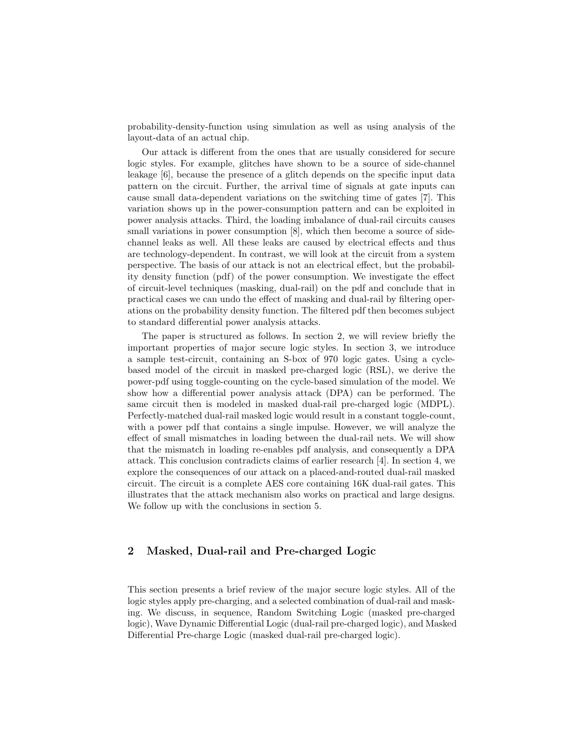probability-density-function using simulation as well as using analysis of the layout-data of an actual chip.

Our attack is different from the ones that are usually considered for secure logic styles. For example, glitches have shown to be a source of side-channel leakage [6], because the presence of a glitch depends on the specific input data pattern on the circuit. Further, the arrival time of signals at gate inputs can cause small data-dependent variations on the switching time of gates [7]. This variation shows up in the power-consumption pattern and can be exploited in power analysis attacks. Third, the loading imbalance of dual-rail circuits causes small variations in power consumption [8], which then become a source of side-channel leaks as well. All these leaks are caused by electrical effects and thus are technology-dependent. In contrast, we will look at the circuit from a system perspective. The basis of our attack is not an electrical effect, but the probability density function (pdf) of the power consumption. We investigate the effect of circuit-level techniques (masking, dual-rail) on the pdf and conclude that in practical cases we can undo the effect of masking and dual-rail by filtering operations on the probability density function. The filtered pdf then becomes subject to standard differential power analysis attacks.

The paper is structured as follows. In section 2, we will review briefly the important properties of major secure logic styles. In section 3, we introduce a sample test-circuit, containing an S-box of 970 logic gates. Using a cycle-based model of the circuit in masked pre-charged logic (RSL), we derive the power-pdf using toggle-counting on the cycle-based simulation of the model. We show how a differential power analysis attack (DPA) can be performed. The same circuit then is modeled in masked dual-rail pre-charged logic (MDPL). Perfectly-matched dual-rail masked logic would result in a constant toggle-count, with a power pdf that contains a single impulse. However, we will analyze the effect of small mismatches in loading between the dual-rail nets. We will show that the mismatch in loading re-enables pdf analysis, and consequently a DPA attack. This conclusion contradicts claims of earlier research [4]. In section 4, we explore the consequences of our attack on a placed-and-routed dual-rail masked circuit. The circuit is a complete AES core containing 16K dual-rail gates. This illustrates that the attack mechanism also works on practical and large designs. We follow up with the conclusions in section 5.

## 2 Masked, Dual-rail and Pre-charged Logic

This section presents a brief review of the major secure logic styles. All of the logic styles apply pre-charging, and a selected combination of dual-rail and masking. We discuss, in sequence, Random Switching Logic (masked pre-charged logic), Wave Dynamic Differential Logic (dual-rail pre-charged logic), and Masked Differential Pre-charge Logic (masked dual-rail pre-charged logic).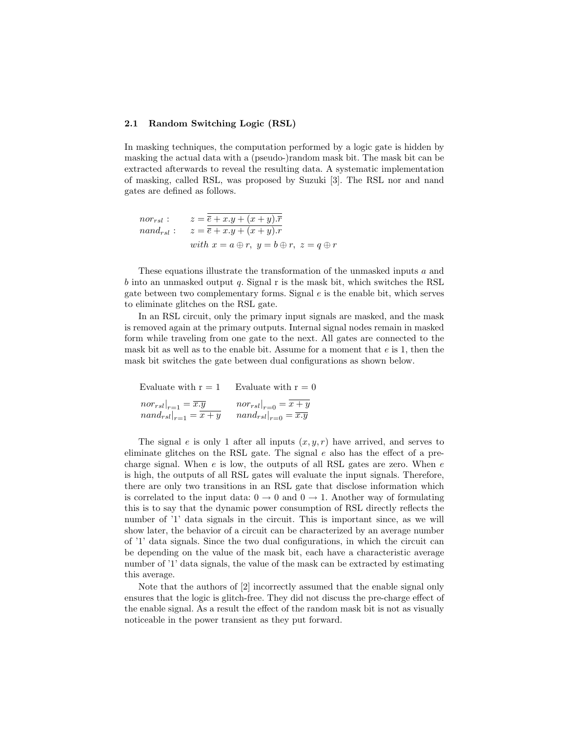### 2.1 Random Switching Logic (RSL)

In masking techniques, the computation performed by a logic gate is hidden by masking the actual data with a (pseudo-)random mask bit. The mask bit can be extracted afterwards to reveal the resulting data. A systematic implementation of masking, called RSL, was proposed by Suzuki [3]. The RSL nor and nand gates are defined as follows.

$$
\begin{aligned}
nor_{rsl}: \quad & z = \overline{\overline{e} + x.y + (x+y).\overline{r}} \\
nand_{rsl}: \quad & z = \overline{\overline{e} + x.y + (x+y).r} \\
& with\ x = a \oplus r,\ y = b \oplus r,\ z = q \oplus r
\end{aligned}
$$

These equations illustrate the transformation of the unmasked inputs $a$ and $b$ into an unmasked output $q$. Signal r is the mask bit, which switches the RSL gate between two complementary forms. Signal $e$ is the enable bit, which serves to eliminate glitches on the RSL gate.

In an RSL circuit, only the primary input signals are masked, and the mask is removed again at the primary outputs. Internal signal nodes remain in masked form while traveling from one gate to the next. All gates are connected to the mask bit as well as to the enable bit. Assume for a moment that $e$ is 1, then the mask bit switches the gate between dual configurations as shown below.

| Evaluate with r = 1 | Evaluate with r = 0 |
|---|---|
| $nor_{rsl}\|_{r=1} = \overline{x.y}$ | $nor_{rsl}\|_{r=0} = \overline{x+y}$ |
| $nand_{rsl}\|_{r=1} = \overline{x+y}$ | $nand_{rsl}\|_{r=0} = \overline{x.y}$ |

The signal $e$ is only 1 after all inputs $(x, y, r)$ have arrived, and serves to eliminate glitches on the RSL gate. The signal $e$ also has the effect of a pre-charge signal. When $e$ is low, the outputs of all RSL gates are zero. When $e$ is high, the outputs of all RSL gates will evaluate the input signals. Therefore, there are only two transitions in an RSL gate that disclose information which is correlated to the input data: $0 \rightarrow 0$ and $0 \rightarrow 1$. Another way of formulating this is to say that the dynamic power consumption of RSL directly reflects the number of '1' data signals in the circuit. This is important since, as we will show later, the behavior of a circuit can be characterized by an average number of '1' data signals. Since the two dual configurations, in which the circuit can be depending on the value of the mask bit, each have a characteristic average number of '1' data signals, the value of the mask can be extracted by estimating this average.

Note that the authors of [2] incorrectly assumed that the enable signal only ensures that the logic is glitch-free. They did not discuss the pre-charge effect of the enable signal. As a result the effect of the random mask bit is not as visually noticeable in the power transient as they put forward.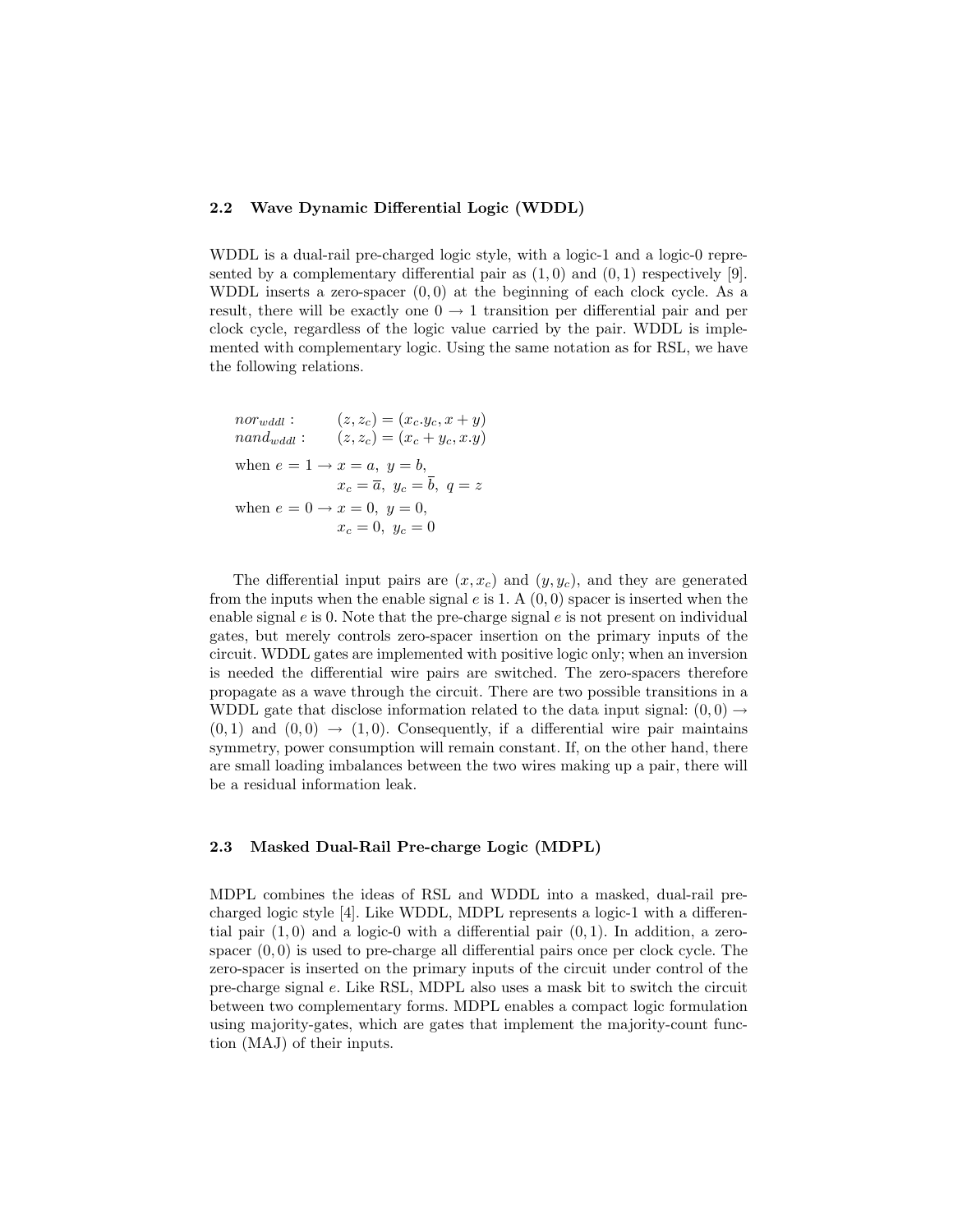### 2.2 Wave Dynamic Differential Logic (WDDL)

WDDL is a dual-rail pre-charged logic style, with a logic-1 and a logic-0 represented by a complementary differential pair as $(1, 0)$ and $(0, 1)$ respectively [9]. WDDL inserts a zero-spacer $(0, 0)$ at the beginning of each clock cycle. As a result, there will be exactly one $0 \rightarrow 1$ transition per differential pair and per clock cycle, regardless of the logic value carried by the pair. WDDL is implemented with complementary logic. Using the same notation as for RSL, we have the following relations.

$$
\begin{aligned}
&nor_{wddl}: \quad && (z, z_c) = (x_c.y_c, x + y) \\
&nand_{wddl}: \quad && (z, z_c) = (x_c + y_c, x.y) \\
&\text{when } e = 1 \rightarrow && x = a,\ y = b, \\
& && x_c = \overline{a},\ y_c = \overline{b},\ q = z \\
&\text{when } e = 0 \rightarrow && x = 0,\ y = 0, \\
& && x_c = 0,\ y_c = 0
\end{aligned}
$$

The differential input pairs are $(x, x_c)$ and $(y, y_c)$, and they are generated from the inputs when the enable signal $e$ is 1. A $(0, 0)$ spacer is inserted when the enable signal $e$ is 0. Note that the pre-charge signal $e$ is not present on individual gates, but merely controls zero-spacer insertion on the primary inputs of the circuit. WDDL gates are implemented with positive logic only; when an inversion is needed the differential wire pairs are switched. The zero-spacers therefore propagate as a wave through the circuit. There are two possible transitions in a WDDL gate that disclose information related to the data input signal: $(0, 0) \rightarrow (0, 1)$ and $(0, 0) \rightarrow (1, 0)$. Consequently, if a differential wire pair maintains symmetry, power consumption will remain constant. If, on the other hand, there are small loading imbalances between the two wires making up a pair, there will be a residual information leak.

### 2.3 Masked Dual-Rail Pre-charge Logic (MDPL)

MDPL combines the ideas of RSL and WDDL into a masked, dual-rail pre-charged logic style [4]. Like WDDL, MDPL represents a logic-1 with a differential pair $(1, 0)$ and a logic-0 with a differential pair $(0, 1)$. In addition, a zero-spacer $(0, 0)$ is used to pre-charge all differential pairs once per clock cycle. The zero-spacer is inserted on the primary inputs of the circuit under control of the pre-charge signal $e$. Like RSL, MDPL also uses a mask bit to switch the circuit between two complementary forms. MDPL enables a compact logic formulation using majority-gates, which are gates that implement the majority-count function (MAJ) of their inputs.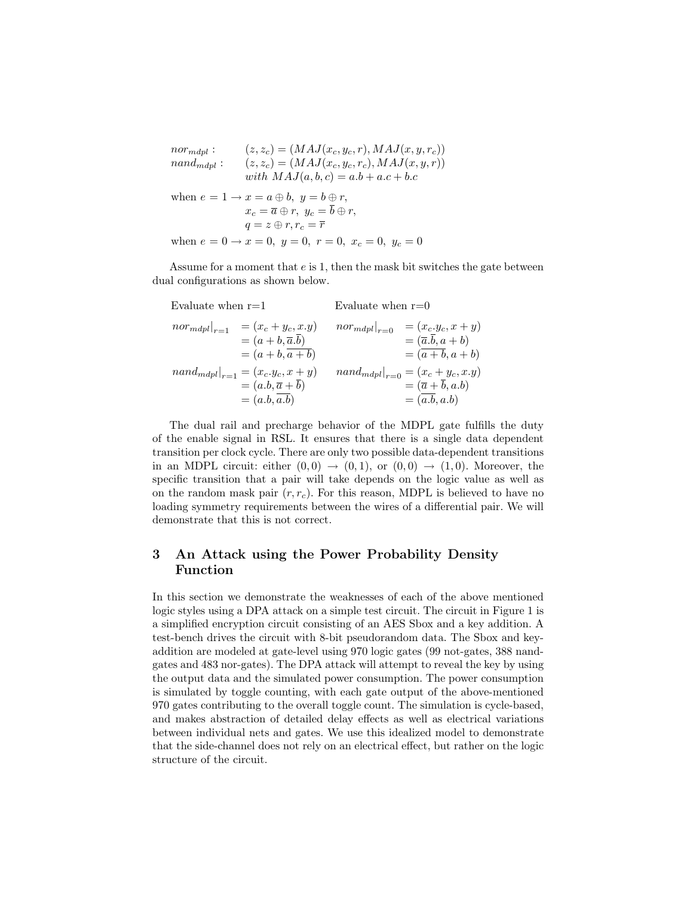$$
\begin{array}{ll}
nor_{mdpl}: & (z, z_c) = (MAJ(x_c, y_c, r), MAJ(x, y, r_c)) \\
nand_{mdpl}: & (z, z_c) = (MAJ(x_c, y_c, r_c), MAJ(x, y, r)) \\
& with\ MAJ(a, b, c) = a.b + a.c + b.c
\end{array}
$$

$$
\begin{array}{ll}
\text{when } e = 1 \rightarrow & x = a \oplus b,\ y = b \oplus r, \\
& x_c = \overline{a} \oplus r,\ y_c = \overline{b} \oplus r, \\
& q = z \oplus r, r_c = \overline{r} \\
\text{when } e = 0 \rightarrow & x = 0,\ y = 0,\ r = 0,\ x_c = 0,\ y_c = 0
\end{array}
$$

Assume for a moment that $e$ is 1, then the mask bit switches the gate between dual configurations as shown below.

Evaluate when r=1 | Evaluate when r=0

$$
\begin{array}{ll}
nor_{mdpl}|_{r=1} & = (x_c + y_c, x.y) \\
& = (a + b, \overline{a}.\overline{b}) \\
& = (a + b, \overline{a + b}) \\
nand_{mdpl}|_{r=1} & = (x_c.y_c, x + y) \\
& = (a.b, \overline{a} + \overline{b}) \\
& = (a.b, \overline{a.b})
\end{array}
\qquad
\begin{array}{ll}
nor_{mdpl}|_{r=0} & = (x_c.y_c, x + y) \\
& = (\overline{a}.\overline{b}, a + b) \\
& = (\overline{a + b}, a + b) \\
nand_{mdpl}|_{r=0} & = (x_c + y_c, x.y) \\
& = (\overline{a} + \overline{b}, a.b) \\
& = (\overline{a.b}, a.b)
\end{array}
$$

The dual rail and precharge behavior of the MDPL gate fulfills the duty of the enable signal in RSL. It ensures that there is a single data dependent transition per clock cycle. There are only two possible data-dependent transitions in an MDPL circuit: either $(0, 0) \rightarrow (0, 1)$, or $(0, 0) \rightarrow (1, 0)$. Moreover, the specific transition that a pair will take depends on the logic value as well as on the random mask pair $(r, r_c)$. For this reason, MDPL is believed to have no loading symmetry requirements between the wires of a differential pair. We will demonstrate that this is not correct.

## 3 An Attack using the Power Probability Density Function

In this section we demonstrate the weaknesses of each of the above mentioned logic styles using a DPA attack on a simple test circuit. The circuit in Figure 1 is a simplified encryption circuit consisting of an AES Sbox and a key addition. A test-bench drives the circuit with 8-bit pseudorandom data. The Sbox and key-addition are modeled at gate-level using 970 logic gates (99 not-gates, 388 nand-gates and 483 nor-gates). The DPA attack will attempt to reveal the key by using the output data and the simulated power consumption. The power consumption is simulated by toggle counting, with each gate output of the above-mentioned 970 gates contributing to the overall toggle count. The simulation is cycle-based, and makes abstraction of detailed delay effects as well as electrical variations between individual nets and gates. We use this idealized model to demonstrate that the side-channel does not rely on an electrical effect, but rather on the logic structure of the circuit.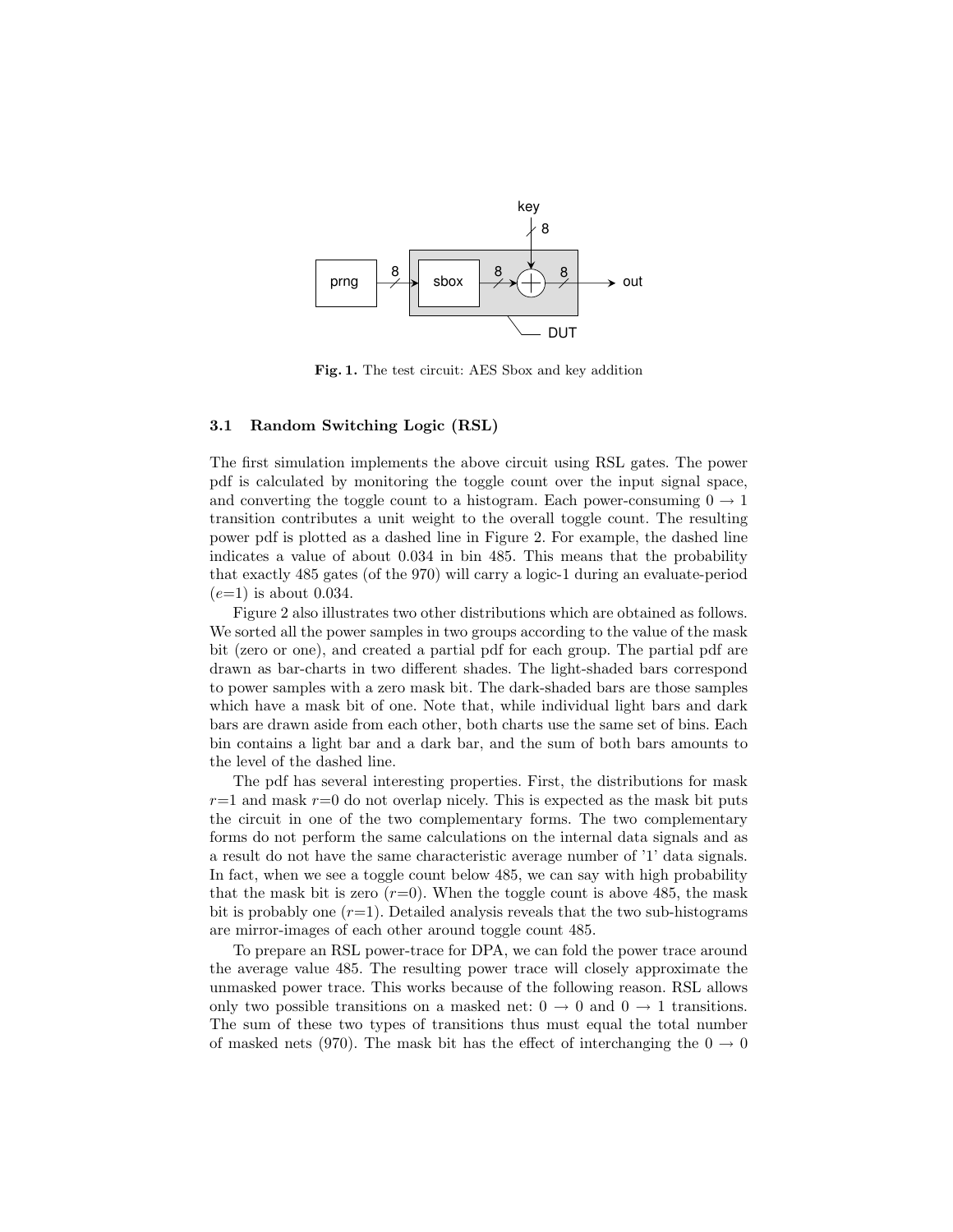Fig. 1. The test circuit: AES Sbox and key addition

### 3.1 Random Switching Logic (RSL)

The first simulation implements the above circuit using RSL gates. The power pdf is calculated by monitoring the toggle count over the input signal space, and converting the toggle count to a histogram. Each power-consuming $0 \rightarrow 1$ transition contributes a unit weight to the overall toggle count. The resulting power pdf is plotted as a dashed line in Figure 2. For example, the dashed line indicates a value of about 0.034 in bin 485. This means that the probability that exactly 485 gates (of the 970) will carry a logic-1 during an evaluate-period ($e$=1) is about 0.034.

Figure 2 also illustrates two other distributions which are obtained as follows. We sorted all the power samples in two groups according to the value of the mask bit (zero or one), and created a partial pdf for each group. The partial pdf are drawn as bar-charts in two different shades. The light-shaded bars correspond to power samples with a zero mask bit. The dark-shaded bars are those samples which have a mask bit of one. Note that, while individual light bars and dark bars are drawn aside from each other, both charts use the same set of bins. Each bin contains a light bar and a dark bar, and the sum of both bars amounts to the level of the dashed line.

The pdf has several interesting properties. First, the distributions for mask $r$=1 and mask $r$=0 do not overlap nicely. This is expected as the mask bit puts the circuit in one of the two complementary forms. The two complementary forms do not perform the same calculations on the internal data signals and as a result do not have the same characteristic average number of '1' data signals. In fact, when we see a toggle count below 485, we can say with high probability that the mask bit is zero ($r$=0). When the toggle count is above 485, the mask bit is probably one ($r$=1). Detailed analysis reveals that the two sub-histograms are mirror-images of each other around toggle count 485.

To prepare an RSL power-trace for DPA, we can fold the power trace around the average value 485. The resulting power trace will closely approximate the unmasked power trace. This works because of the following reason. RSL allows only two possible transitions on a masked net: $0 \rightarrow 0$ and $0 \rightarrow 1$ transitions. The sum of these two types of transitions thus must equal the total number of masked nets (970). The mask bit has the effect of interchanging the $0 \rightarrow 0$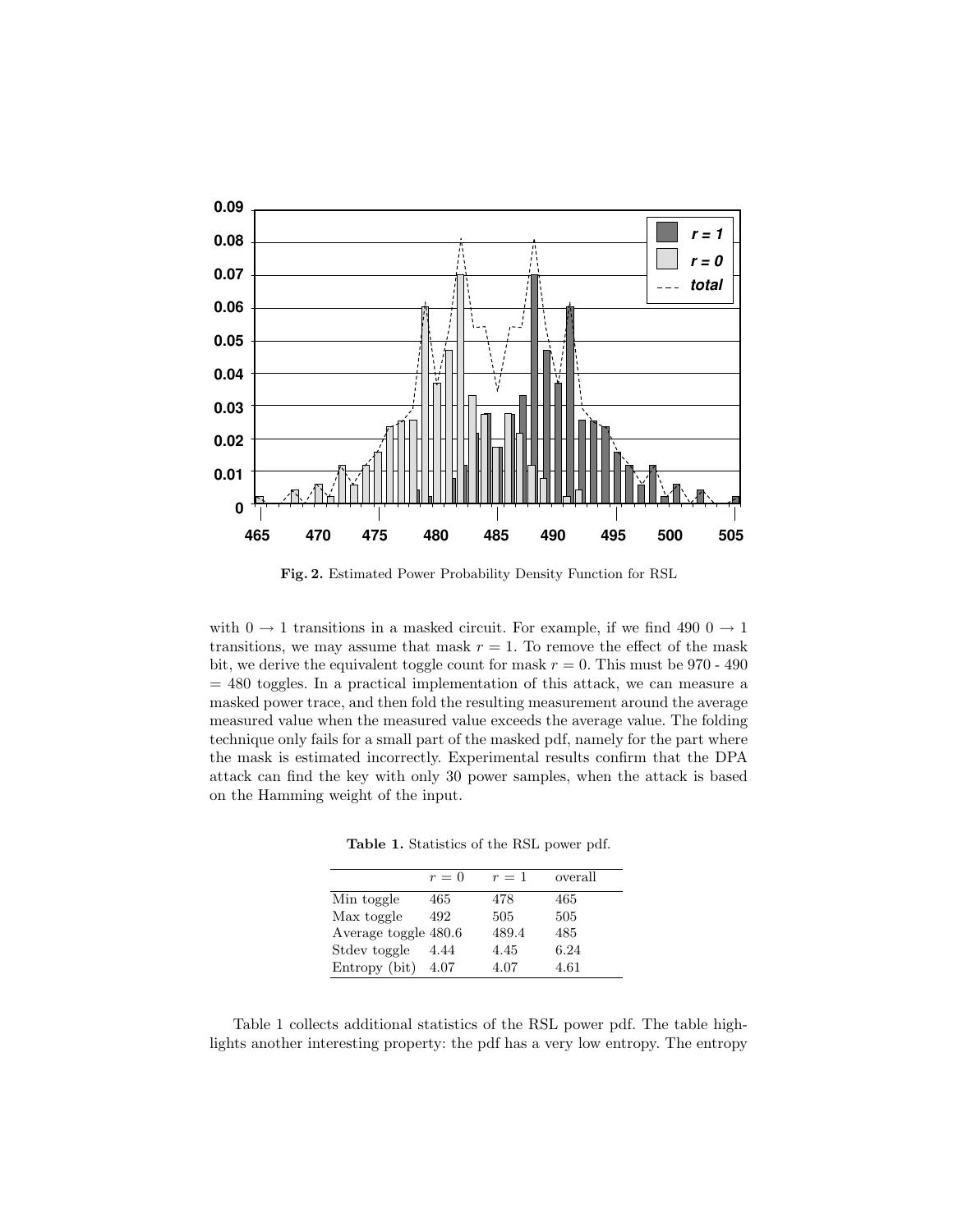**Fig. 2.** Estimated Power Probability Density Function for RSL

with $0 \rightarrow 1$ transitions in a masked circuit. For example, if we find 490 $0 \rightarrow 1$ transitions, we may assume that mask $r = 1$. To remove the effect of the mask bit, we derive the equivalent toggle count for mask $r = 0$. This must be 970 - 490 = 480 toggles. In a practical implementation of this attack, we can measure a masked power trace, and then fold the resulting measurement around the average measured value when the measured value exceeds the average value. The folding technique only fails for a small part of the masked pdf, namely for the part where the mask is estimated incorrectly. Experimental results confirm that the DPA attack can find the key with only 30 power samples, when the attack is based on the Hamming weight of the input.

**Table 1.** Statistics of the RSL power pdf.

| | $r = 0$ | $r = 1$ | overall |
|---|---|---|---|
| Min toggle | 465 | 478 | 465 |
| Max toggle | 492 | 505 | 505 |
| Average toggle | 480.6 | 489.4 | 485 |
| Stdev toggle | 4.44 | 4.45 | 6.24 |
| Entropy (bit) | 4.07 | 4.07 | 4.61 |

Table 1 collects additional statistics of the RSL power pdf. The table highlights another interesting property: the pdf has a very low entropy. The entropy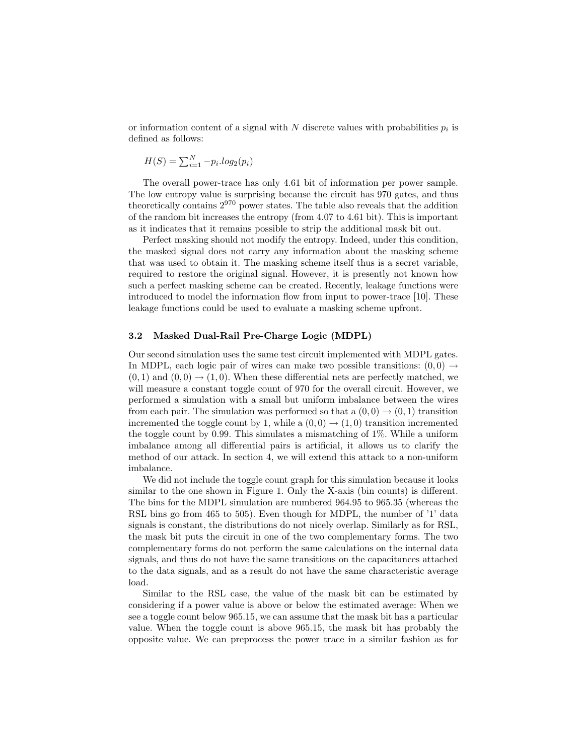or information content of a signal with $N$ discrete values with probabilities $p_i$ is defined as follows:

$$H(S) = \sum_{i=1}^{N} -p_i.log_2(p_i)$$

The overall power-trace has only 4.61 bit of information per power sample. The low entropy value is surprising because the circuit has 970 gates, and thus theoretically contains $2^{970}$ power states. The table also reveals that the addition of the random bit increases the entropy (from 4.07 to 4.61 bit). This is important as it indicates that it remains possible to strip the additional mask bit out.

Perfect masking should not modify the entropy. Indeed, under this condition, the masked signal does not carry any information about the masking scheme that was used to obtain it. The masking scheme itself thus is a secret variable, required to restore the original signal. However, it is presently not known how such a perfect masking scheme can be created. Recently, leakage functions were introduced to model the information flow from input to power-trace [10]. These leakage functions could be used to evaluate a masking scheme upfront.

### 3.2 Masked Dual-Rail Pre-Charge Logic (MDPL)

Our second simulation uses the same test circuit implemented with MDPL gates. In MDPL, each logic pair of wires can make two possible transitions: $(0,0) \rightarrow (0,1)$ and $(0,0) \rightarrow (1,0)$. When these differential nets are perfectly matched, we will measure a constant toggle count of 970 for the overall circuit. However, we performed a simulation with a small but uniform imbalance between the wires from each pair. The simulation was performed so that a $(0,0) \rightarrow (0,1)$ transition incremented the toggle count by 1, while a $(0,0) \rightarrow (1,0)$ transition incremented the toggle count by 0.99. This simulates a mismatching of 1%. While a uniform imbalance among all differential pairs is artificial, it allows us to clarify the method of our attack. In section 4, we will extend this attack to a non-uniform imbalance.

We did not include the toggle count graph for this simulation because it looks similar to the one shown in Figure 1. Only the X-axis (bin counts) is different. The bins for the MDPL simulation are numbered 964.95 to 965.35 (whereas the RSL bins go from 465 to 505). Even though for MDPL, the number of '1' data signals is constant, the distributions do not nicely overlap. Similarly as for RSL, the mask bit puts the circuit in one of the two complementary forms. The two complementary forms do not perform the same calculations on the internal data signals, and thus do not have the same transitions on the capacitances attached to the data signals, and as a result do not have the same characteristic average load.

Similar to the RSL case, the value of the mask bit can be estimated by considering if a power value is above or below the estimated average: When we see a toggle count below 965.15, we can assume that the mask bit has a particular value. When the toggle count is above 965.15, the mask bit has probably the opposite value. We can preprocess the power trace in a similar fashion as for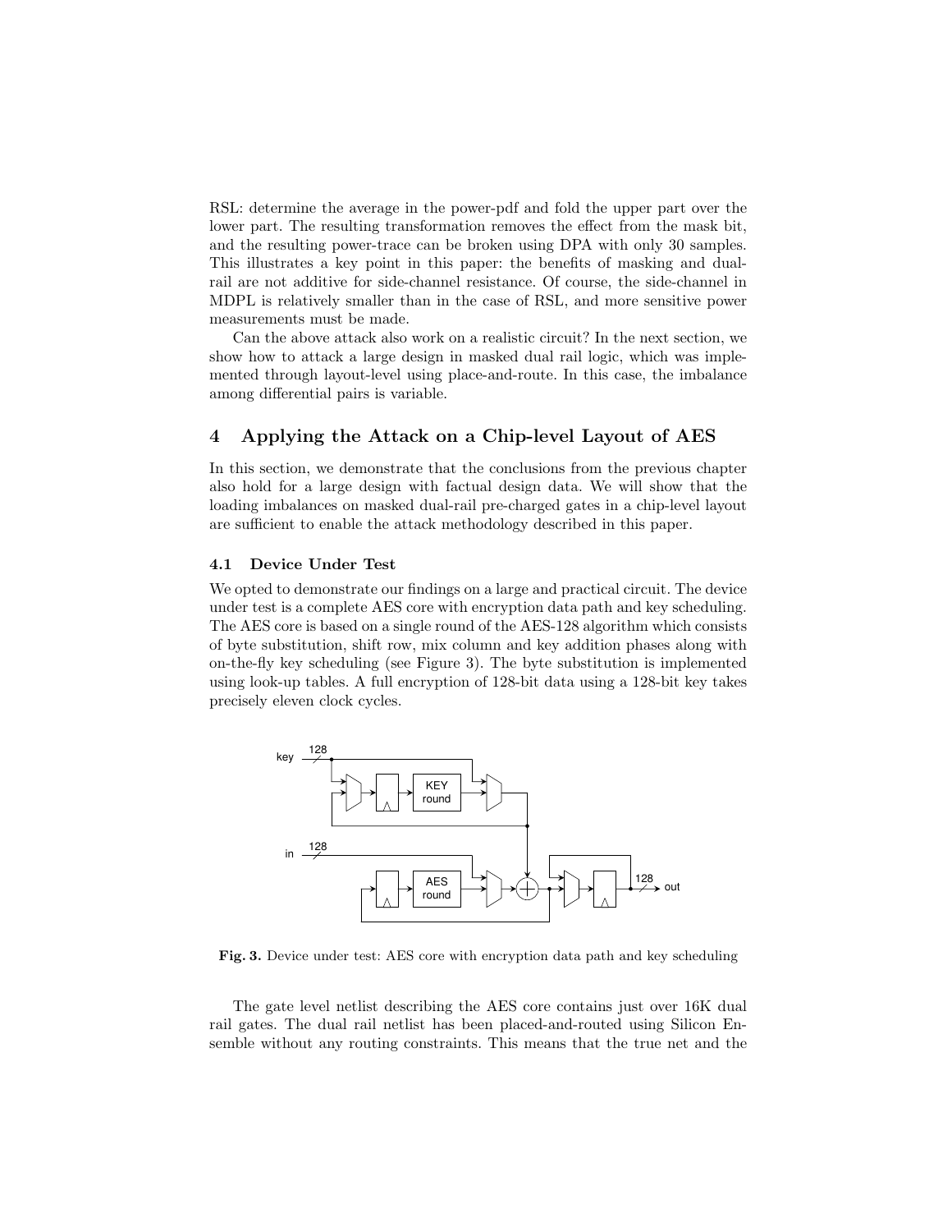RSL: determine the average in the power-pdf and fold the upper part over the lower part. The resulting transformation removes the effect from the mask bit, and the resulting power-trace can be broken using DPA with only 30 samples. This illustrates a key point in this paper: the benefits of masking and dual-rail are not additive for side-channel resistance. Of course, the side-channel in MDPL is relatively smaller than in the case of RSL, and more sensitive power measurements must be made.

Can the above attack also work on a realistic circuit? In the next section, we show how to attack a large design in masked dual rail logic, which was implemented through layout-level using place-and-route. In this case, the imbalance among differential pairs is variable.

## 4 Applying the Attack on a Chip-level Layout of AES

In this section, we demonstrate that the conclusions from the previous chapter also hold for a large design with factual design data. We will show that the loading imbalances on masked dual-rail pre-charged gates in a chip-level layout are sufficient to enable the attack methodology described in this paper.

### 4.1 Device Under Test

We opted to demonstrate our findings on a large and practical circuit. The device under test is a complete AES core with encryption data path and key scheduling. The AES core is based on a single round of the AES-128 algorithm which consists of byte substitution, shift row, mix column and key addition phases along with on-the-fly key scheduling (see Figure 3). The byte substitution is implemented using look-up tables. A full encryption of 128-bit data using a 128-bit key takes precisely eleven clock cycles.

**Fig. 3.** Device under test: AES core with encryption data path and key scheduling

The gate level netlist describing the AES core contains just over 16K dual rail gates. The dual rail netlist has been placed-and-routed using Silicon Ensemble without any routing constraints. This means that the true net and the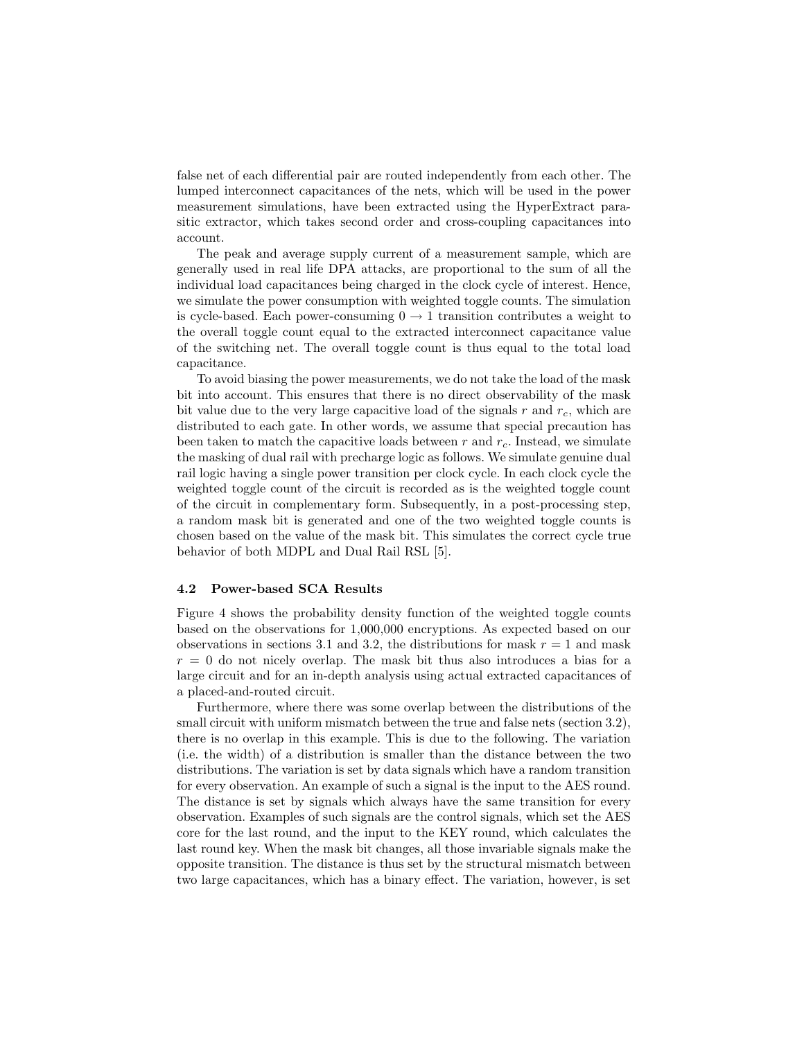false net of each differential pair are routed independently from each other. The lumped interconnect capacitances of the nets, which will be used in the power measurement simulations, have been extracted using the HyperExtract parasitic extractor, which takes second order and cross-coupling capacitances into account.

The peak and average supply current of a measurement sample, which are generally used in real life DPA attacks, are proportional to the sum of all the individual load capacitances being charged in the clock cycle of interest. Hence, we simulate the power consumption with weighted toggle counts. The simulation is cycle-based. Each power-consuming $0 \rightarrow 1$ transition contributes a weight to the overall toggle count equal to the extracted interconnect capacitance value of the switching net. The overall toggle count is thus equal to the total load capacitance.

To avoid biasing the power measurements, we do not take the load of the mask bit into account. This ensures that there is no direct observability of the mask bit value due to the very large capacitive load of the signals $r$ and $r_c$, which are distributed to each gate. In other words, we assume that special precaution has been taken to match the capacitive loads between $r$ and $r_c$. Instead, we simulate the masking of dual rail with precharge logic as follows. We simulate genuine dual rail logic having a single power transition per clock cycle. In each clock cycle the weighted toggle count of the circuit is recorded as is the weighted toggle count of the circuit in complementary form. Subsequently, in a post-processing step, a random mask bit is generated and one of the two weighted toggle counts is chosen based on the value of the mask bit. This simulates the correct cycle true behavior of both MDPL and Dual Rail RSL [5].

### 4.2 Power-based SCA Results

Figure 4 shows the probability density function of the weighted toggle counts based on the observations for 1,000,000 encryptions. As expected based on our observations in sections 3.1 and 3.2, the distributions for mask $r = 1$ and mask $r = 0$ do not nicely overlap. The mask bit thus also introduces a bias for a large circuit and for an in-depth analysis using actual extracted capacitances of a placed-and-routed circuit.

Furthermore, where there was some overlap between the distributions of the small circuit with uniform mismatch between the true and false nets (section 3.2), there is no overlap in this example. This is due to the following. The variation (i.e. the width) of a distribution is smaller than the distance between the two distributions. The variation is set by data signals which have a random transition for every observation. An example of such a signal is the input to the AES round. The distance is set by signals which always have the same transition for every observation. Examples of such signals are the control signals, which set the AES core for the last round, and the input to the KEY round, which calculates the last round key. When the mask bit changes, all those invariable signals make the opposite transition. The distance is thus set by the structural mismatch between two large capacitances, which has a binary effect. The variation, however, is set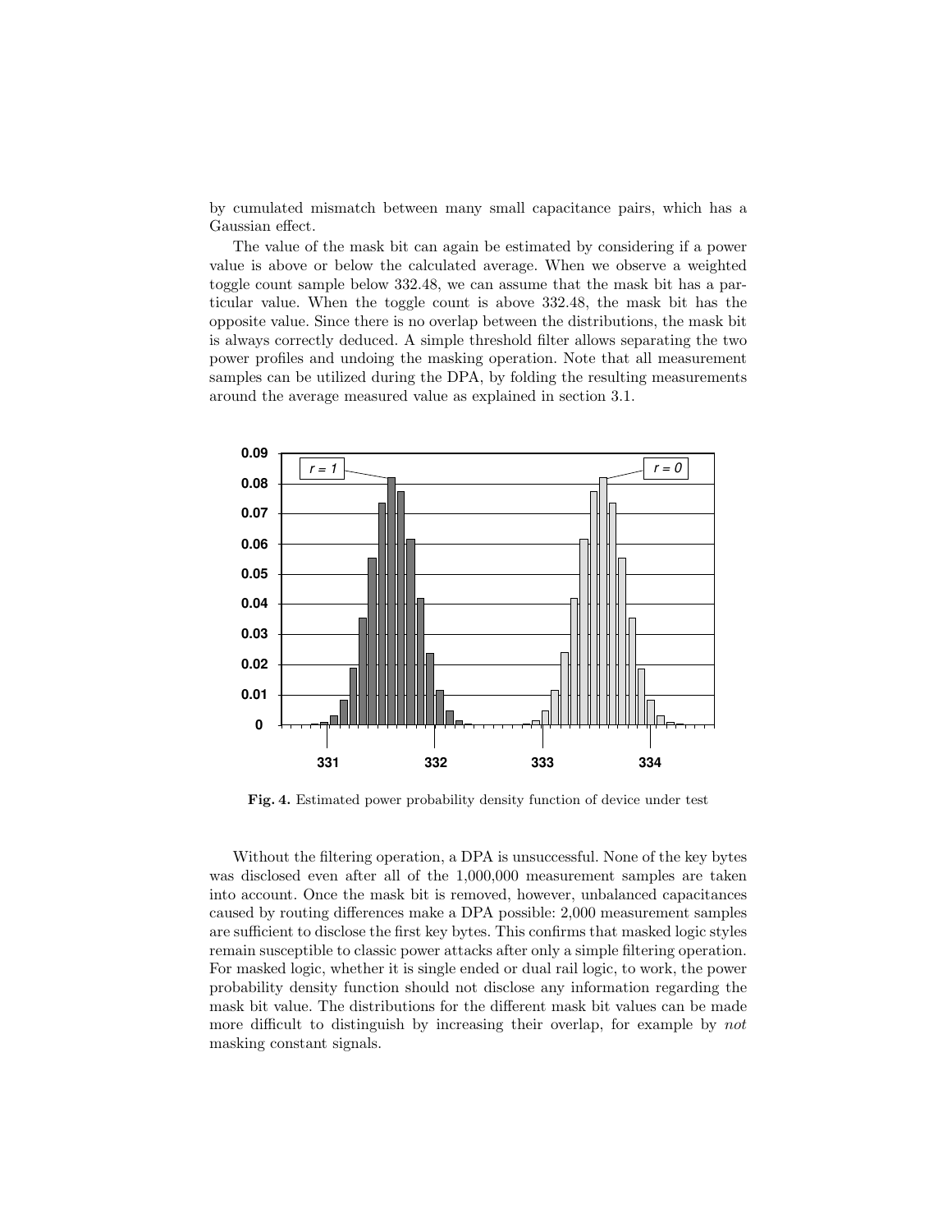by cumulated mismatch between many small capacitance pairs, which has a Gaussian effect.

The value of the mask bit can again be estimated by considering if a power value is above or below the calculated average. When we observe a weighted toggle count sample below 332.48, we can assume that the mask bit has a particular value. When the toggle count is above 332.48, the mask bit has the opposite value. Since there is no overlap between the distributions, the mask bit is always correctly deduced. A simple threshold filter allows separating the two power profiles and undoing the masking operation. Note that all measurement samples can be utilized during the DPA, by folding the resulting measurements around the average measured value as explained in section 3.1.

**Fig. 4.** Estimated power probability density function of device under test

Without the filtering operation, a DPA is unsuccessful. None of the key bytes was disclosed even after all of the 1,000,000 measurement samples are taken into account. Once the mask bit is removed, however, unbalanced capacitances caused by routing differences make a DPA possible: 2,000 measurement samples are sufficient to disclose the first key bytes. This confirms that masked logic styles remain susceptible to classic power attacks after only a simple filtering operation. For masked logic, whether it is single ended or dual rail logic, to work, the power probability density function should not disclose any information regarding the mask bit value. The distributions for the different mask bit values can be made more difficult to distinguish by increasing their overlap, for example by *not* masking constant signals.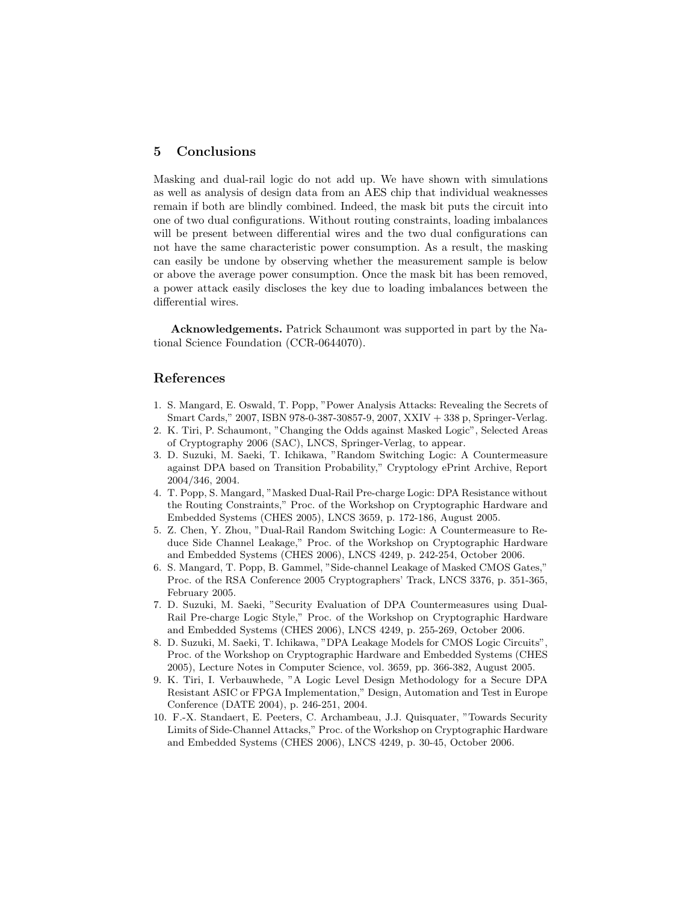## 5 Conclusions

Masking and dual-rail logic do not add up. We have shown with simulations as well as analysis of design data from an AES chip that individual weaknesses remain if both are blindly combined. Indeed, the mask bit puts the circuit into one of two dual configurations. Without routing constraints, loading imbalances will be present between differential wires and the two dual configurations can not have the same characteristic power consumption. As a result, the masking can easily be undone by observing whether the measurement sample is below or above the average power consumption. Once the mask bit has been removed, a power attack easily discloses the key due to loading imbalances between the differential wires.

**Acknowledgements.** Patrick Schaumont was supported in part by the National Science Foundation (CCR-0644070).

## References

1. S. Mangard, E. Oswald, T. Popp, "Power Analysis Attacks: Revealing the Secrets of Smart Cards," 2007, ISBN 978-0-387-30857-9, 2007, XXIV + 338 p, Springer-Verlag.
2. K. Tiri, P. Schaumont, "Changing the Odds against Masked Logic", Selected Areas of Cryptography 2006 (SAC), LNCS, Springer-Verlag, to appear.
3. D. Suzuki, M. Saeki, T. Ichikawa, "Random Switching Logic: A Countermeasure against DPA based on Transition Probability," Cryptology ePrint Archive, Report 2004/346, 2004.
4. T. Popp, S. Mangard, "Masked Dual-Rail Pre-charge Logic: DPA Resistance without the Routing Constraints," Proc. of the Workshop on Cryptographic Hardware and Embedded Systems (CHES 2005), LNCS 3659, p. 172-186, August 2005.
5. Z. Chen, Y. Zhou, "Dual-Rail Random Switching Logic: A Countermeasure to Reduce Side Channel Leakage," Proc. of the Workshop on Cryptographic Hardware and Embedded Systems (CHES 2006), LNCS 4249, p. 242-254, October 2006.
6. S. Mangard, T. Popp, B. Gammel, "Side-channel Leakage of Masked CMOS Gates," Proc. of the RSA Conference 2005 Cryptographers' Track, LNCS 3376, p. 351-365, February 2005.
7. D. Suzuki, M. Saeki, "Security Evaluation of DPA Countermeasures using Dual-Rail Pre-charge Logic Style," Proc. of the Workshop on Cryptographic Hardware and Embedded Systems (CHES 2006), LNCS 4249, p. 255-269, October 2006.
8. D. Suzuki, M. Saeki, T. Ichikawa, "DPA Leakage Models for CMOS Logic Circuits", Proc. of the Workshop on Cryptographic Hardware and Embedded Systems (CHES 2005), Lecture Notes in Computer Science, vol. 3659, pp. 366-382, August 2005.
9. K. Tiri, I. Verbauwhede, "A Logic Level Design Methodology for a Secure DPA Resistant ASIC or FPGA Implementation," Design, Automation and Test in Europe Conference (DATE 2004), p. 246-251, 2004.
10. F.-X. Standaert, E. Peeters, C. Archambeau, J.J. Quisquater, "Towards Security Limits of Side-Channel Attacks," Proc. of the Workshop on Cryptographic Hardware and Embedded Systems (CHES 2006), LNCS 4249, p. 30-45, October 2006.